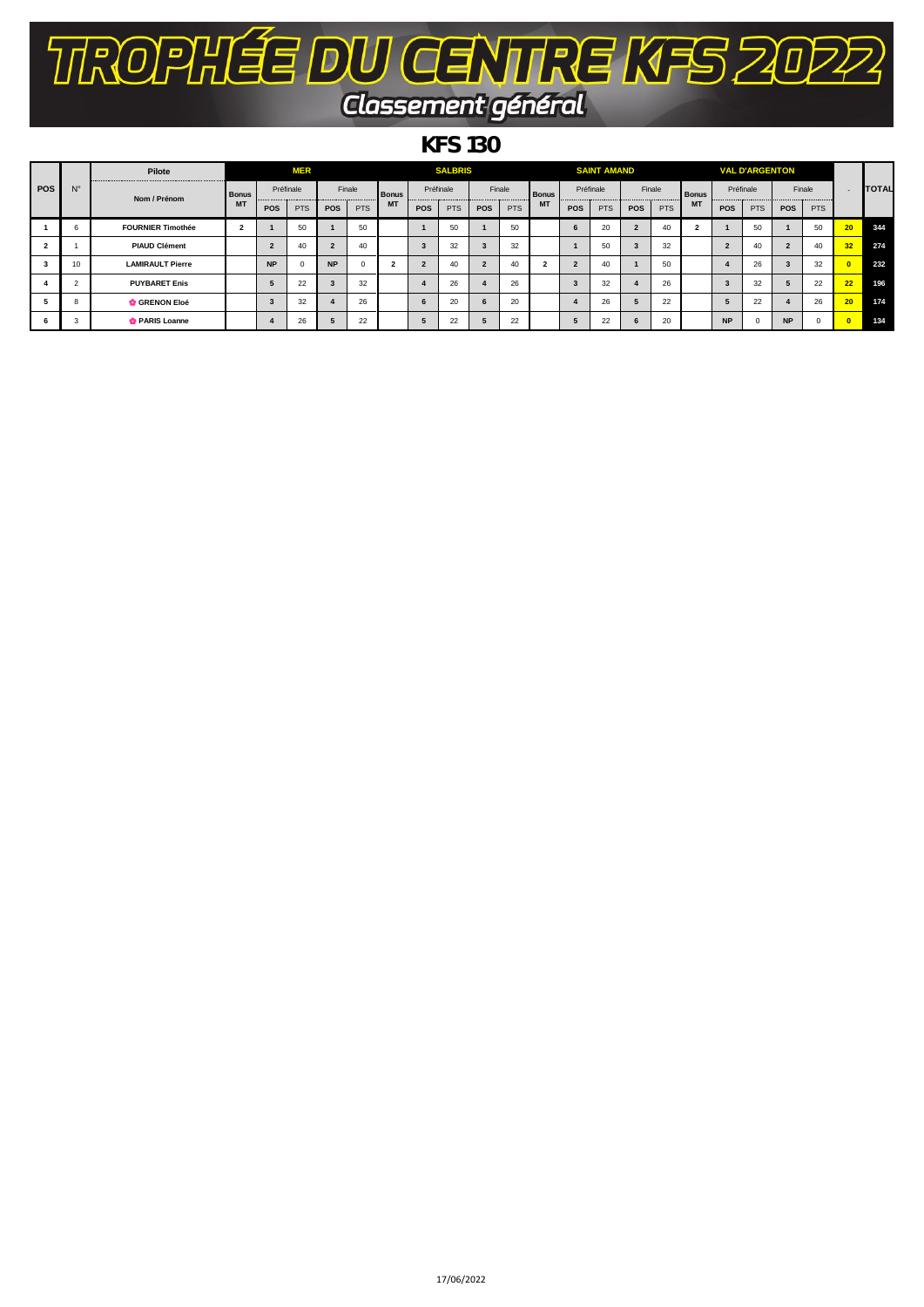# TROPHÉE DU CENTRE KFS 2022

## Classement général

## KFS 130

| POS | N° | Pilote | MER | | | | | SALBRIS | | | | | SAINT AMAND | | | | | VAL D'ARGENTON | | | | | - | TOTAL |
|---|---|---|---|---|---|---|---|---|---|---|---|---|---|---|---|---|---|---|---|---|---|---|---|---|
| | | Nom / Prénom | Bonus MT | Préfinale | | Finale | | Bonus MT | Préfinale | | Finale | | Bonus MT | Préfinale | | Finale | | Bonus MT | Préfinale | | Finale | | | |
| | | | | POS | PTS | POS | PTS | | POS | PTS | POS | PTS | | POS | PTS | POS | PTS | | POS | PTS | POS | PTS | | |
| 1 | 6 | FOURNIER Timothée | 2 | 1 | 50 | 1 | 50 | | 1 | 50 | 1 | 50 | | 6 | 20 | 2 | 40 | 2 | 1 | 50 | 1 | 50 | 20 | 344 |
| 2 | 1 | PIAUD Clément | | 2 | 40 | 2 | 40 | | 3 | 32 | 3 | 32 | | 1 | 50 | 3 | 32 | | 2 | 40 | 2 | 40 | 32 | 274 |
| 3 | 10 | LAMIRAULT Pierre | | NP | 0 | NP | 0 | 2 | 2 | 40 | 2 | 40 | 2 | 2 | 40 | 1 | 50 | | 4 | 26 | 3 | 32 | 0 | 232 |
| 4 | 2 | PUYBARET Enis | | 5 | 22 | 3 | 32 | | 4 | 26 | 4 | 26 | | 3 | 32 | 4 | 26 | | 3 | 32 | 5 | 22 | 22 | 196 |
| 5 | 8 | ✿ GRENON Eloé | | 3 | 32 | 4 | 26 | | 6 | 20 | 6 | 20 | | 4 | 26 | 5 | 22 | | 5 | 22 | 4 | 26 | 20 | 174 |
| 6 | 3 | ✿ PARIS Loanne | | 4 | 26 | 5 | 22 | | 5 | 22 | 5 | 22 | | 5 | 22 | 6 | 20 | | NP | 0 | NP | 0 | 0 | 134 |

17/06/2022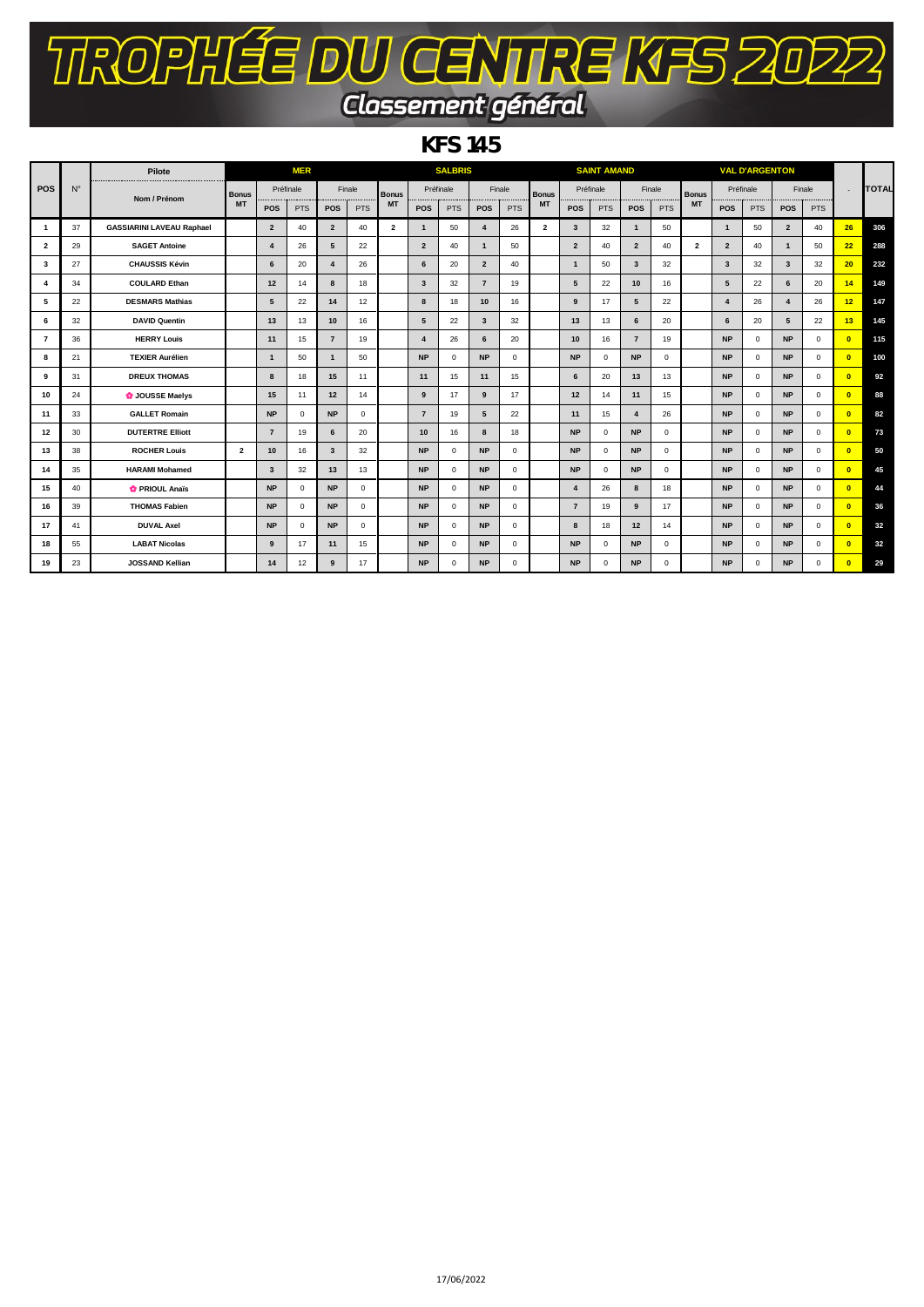# TROPHÉE DU CENTRE KFS 2022

## Classement général

### KFS 145

| POS | N° | Pilote | MER | | | | | SALBRIS | | | | | SAINT AMAND | | | | | VAL D'ARGENTON | | | | | - | TOTAL |
|---|---|---|---|---|---|---|---|---|---|---|---|---|---|---|---|---|---|---|---|---|---|---|---|---|
| | | Nom / Prénom | Bonus MT | Préfinale | | Finale | | Bonus MT | Préfinale | | Finale | | Bonus MT | Préfinale | | Finale | | Bonus MT | Préfinale | | Finale | | | |
| | | | | POS | PTS | POS | PTS | | POS | PTS | POS | PTS | | POS | PTS | POS | PTS | | POS | PTS | POS | PTS | | |
| 1 | 37 | GASSIARINI LAVEAU Raphael | | 2 | 40 | 2 | 40 | 2 | 1 | 50 | 4 | 26 | 2 | 3 | 32 | 1 | 50 | | 1 | 50 | 2 | 40 | 26 | 306 |
| 2 | 29 | SAGET Antoine | | 4 | 26 | 5 | 22 | | 2 | 40 | 1 | 50 | | 2 | 40 | 2 | 40 | 2 | 2 | 40 | 1 | 50 | 22 | 288 |
| 3 | 27 | CHAUSSIS Kévin | | 6 | 20 | 4 | 26 | | 6 | 20 | 2 | 40 | | 1 | 50 | 3 | 32 | | 3 | 32 | 3 | 32 | 20 | 232 |
| 4 | 34 | COULARD Ethan | | 12 | 14 | 8 | 18 | | 3 | 32 | 7 | 19 | | 5 | 22 | 10 | 16 | | 5 | 22 | 6 | 20 | 14 | 149 |
| 5 | 22 | DESMARS Mathias | | 5 | 22 | 14 | 12 | | 8 | 18 | 10 | 16 | | 9 | 17 | 5 | 22 | | 4 | 26 | 4 | 26 | 12 | 147 |
| 6 | 32 | DAVID Quentin | | 13 | 13 | 10 | 16 | | 5 | 22 | 3 | 32 | | 13 | 13 | 6 | 20 | | 6 | 20 | 5 | 22 | 13 | 145 |
| 7 | 36 | HERRY Louis | | 11 | 15 | 7 | 19 | | 4 | 26 | 6 | 20 | | 10 | 16 | 7 | 19 | | NP | 0 | NP | 0 | 0 | 115 |
| 8 | 21 | TEXIER Aurélien | | 1 | 50 | 1 | 50 | | NP | 0 | NP | 0 | | NP | 0 | NP | 0 | | NP | 0 | NP | 0 | 0 | 100 |
| 9 | 31 | DREUX THOMAS | | 8 | 18 | 15 | 11 | | 11 | 15 | 11 | 15 | | 6 | 20 | 13 | 13 | | NP | 0 | NP | 0 | 0 | 92 |
| 10 | 24 | ✿ JOUSSE Maelys | | 15 | 11 | 12 | 14 | | 9 | 17 | 9 | 17 | | 12 | 14 | 11 | 15 | | NP | 0 | NP | 0 | 0 | 88 |
| 11 | 33 | GALLET Romain | | NP | 0 | NP | 0 | | 7 | 19 | 5 | 22 | | 11 | 15 | 4 | 26 | | NP | 0 | NP | 0 | 0 | 82 |
| 12 | 30 | DUTERTRE Elliott | | 7 | 19 | 6 | 20 | | 10 | 16 | 8 | 18 | | NP | 0 | NP | 0 | | NP | 0 | NP | 0 | 0 | 73 |
| 13 | 38 | ROCHER Louis | 2 | 10 | 16 | 3 | 32 | | NP | 0 | NP | 0 | | NP | 0 | NP | 0 | | NP | 0 | NP | 0 | 0 | 50 |
| 14 | 35 | HARAMI Mohamed | | 3 | 32 | 13 | 13 | | NP | 0 | NP | 0 | | NP | 0 | NP | 0 | | NP | 0 | NP | 0 | 0 | 45 |
| 15 | 40 | ✿ PRIOUL Anaïs | | NP | 0 | NP | 0 | | NP | 0 | NP | 0 | | 4 | 26 | 8 | 18 | | NP | 0 | NP | 0 | 0 | 44 |
| 16 | 39 | THOMAS Fabien | | NP | 0 | NP | 0 | | NP | 0 | NP | 0 | | 7 | 19 | 9 | 17 | | NP | 0 | NP | 0 | 0 | 36 |
| 17 | 41 | DUVAL Axel | | NP | 0 | NP | 0 | | NP | 0 | NP | 0 | | 8 | 18 | 12 | 14 | | NP | 0 | NP | 0 | 0 | 32 |
| 18 | 55 | LABAT Nicolas | | 9 | 17 | 11 | 15 | | NP | 0 | NP | 0 | | NP | 0 | NP | 0 | | NP | 0 | NP | 0 | 0 | 32 |
| 19 | 23 | JOSSAND Kellian | | 14 | 12 | 9 | 17 | | NP | 0 | NP | 0 | | NP | 0 | NP | 0 | | NP | 0 | NP | 0 | 0 | 29 |

17/06/2022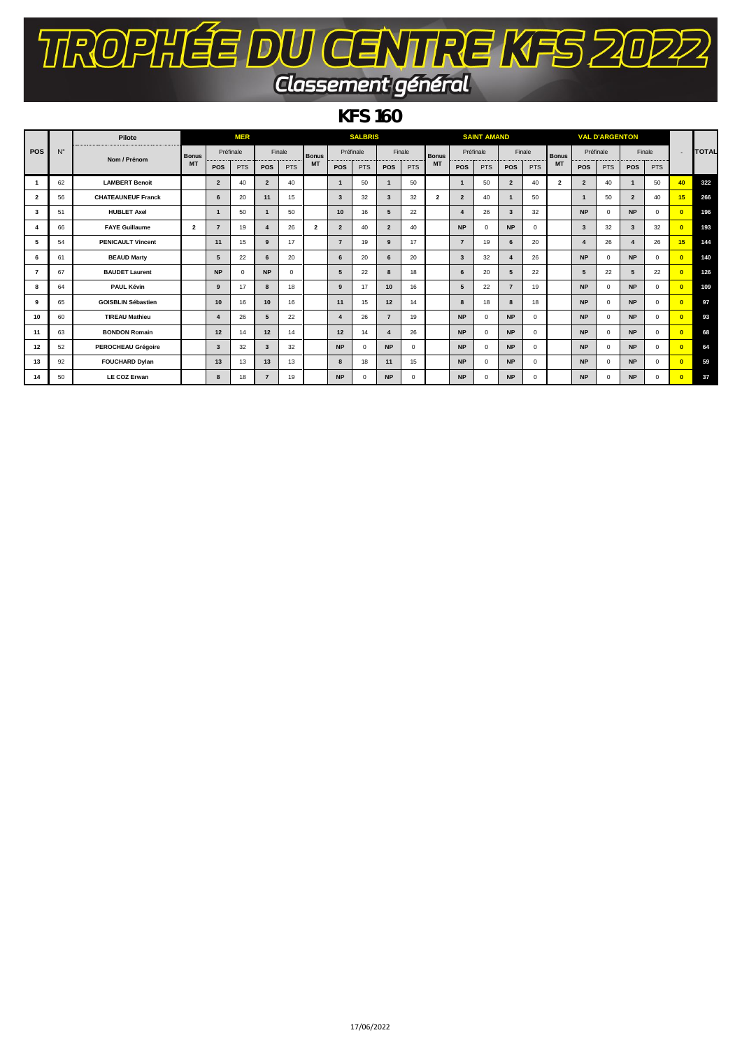# TROPHÉE DU CENTRE KFS 2022

## Classement général

### KFS 160

| POS | N° | Pilote | MER | | | | | SALBRIS | | | | | SAINT AMAND | | | | | VAL D'ARGENTON | | | | | - | TOTAL |
|---|---|---|---|---|---|---|---|---|---|---|---|---|---|---|---|---|---|---|---|---|---|---|---|---|
| | | Nom / Prénom | Bonus MT | Préfinale | | Finale | | Bonus MT | Préfinale | | Finale | | Bonus MT | Préfinale | | Finale | | Bonus MT | Préfinale | | Finale | | | |
| | | | | POS | PTS | POS | PTS | | POS | PTS | POS | PTS | | POS | PTS | POS | PTS | | POS | PTS | POS | PTS | | |
| 1 | 62 | LAMBERT Benoit | | 2 | 40 | 2 | 40 | | 1 | 50 | 1 | 50 | | 1 | 50 | 2 | 40 | 2 | 2 | 40 | 1 | 50 | 40 | 322 |
| 2 | 56 | CHATEAUNEUF Franck | | 6 | 20 | 11 | 15 | | 3 | 32 | 3 | 32 | 2 | 2 | 40 | 1 | 50 | | 1 | 50 | 2 | 40 | 15 | 266 |
| 3 | 51 | HUBLET Axel | | 1 | 50 | 1 | 50 | | 10 | 16 | 5 | 22 | | 4 | 26 | 3 | 32 | | NP | 0 | NP | 0 | 0 | 196 |
| 4 | 66 | FAYE Guillaume | 2 | 7 | 19 | 4 | 26 | 2 | 2 | 40 | 2 | 40 | | NP | 0 | NP | 0 | | 3 | 32 | 3 | 32 | 0 | 193 |
| 5 | 54 | PENICAULT Vincent | | 11 | 15 | 9 | 17 | | 7 | 19 | 9 | 17 | | 7 | 19 | 6 | 20 | | 4 | 26 | 4 | 26 | 15 | 144 |
| 6 | 61 | BEAUD Marty | | 5 | 22 | 6 | 20 | | 6 | 20 | 6 | 20 | | 3 | 32 | 4 | 26 | | NP | 0 | NP | 0 | 0 | 140 |
| 7 | 67 | BAUDET Laurent | | NP | 0 | NP | 0 | | 5 | 22 | 8 | 18 | | 6 | 20 | 5 | 22 | | 5 | 22 | 5 | 22 | 0 | 126 |
| 8 | 64 | PAUL Kévin | | 9 | 17 | 8 | 18 | | 9 | 17 | 10 | 16 | | 5 | 22 | 7 | 19 | | NP | 0 | NP | 0 | 0 | 109 |
| 9 | 65 | GOISBLIN Sébastien | | 10 | 16 | 10 | 16 | | 11 | 15 | 12 | 14 | | 8 | 18 | 8 | 18 | | NP | 0 | NP | 0 | 0 | 97 |
| 10 | 60 | TIREAU Mathieu | | 4 | 26 | 5 | 22 | | 4 | 26 | 7 | 19 | | NP | 0 | NP | 0 | | NP | 0 | NP | 0 | 0 | 93 |
| 11 | 63 | BONDON Romain | | 12 | 14 | 12 | 14 | | 12 | 14 | 4 | 26 | | NP | 0 | NP | 0 | | NP | 0 | NP | 0 | 0 | 68 |
| 12 | 52 | PEROCHEAU Grégoire | | 3 | 32 | 3 | 32 | | NP | 0 | NP | 0 | | NP | 0 | NP | 0 | | NP | 0 | NP | 0 | 0 | 64 |
| 13 | 92 | FOUCHARD Dylan | | 13 | 13 | 13 | 13 | | 8 | 18 | 11 | 15 | | NP | 0 | NP | 0 | | NP | 0 | NP | 0 | 0 | 59 |
| 14 | 50 | LE COZ Erwan | | 8 | 18 | 7 | 19 | | NP | 0 | NP | 0 | | NP | 0 | NP | 0 | | NP | 0 | NP | 0 | 0 | 37 |

17/06/2022